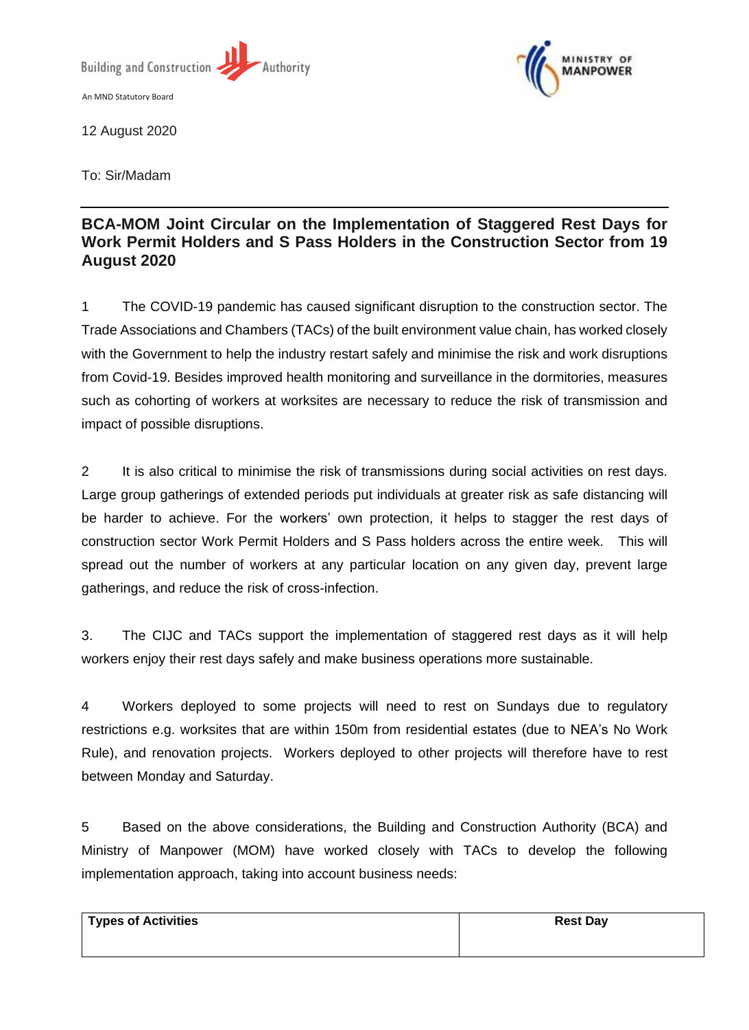Building and Construction Authority

An MND Statutory Board

MINISTRY OF MANPOWER

12 August 2020

To: Sir/Madam

---

## BCA-MOM Joint Circular on the Implementation of Staggered Rest Days for Work Permit Holders and S Pass Holders in the Construction Sector from 19 August 2020

1 The COVID-19 pandemic has caused significant disruption to the construction sector. The Trade Associations and Chambers (TACs) of the built environment value chain, has worked closely with the Government to help the industry restart safely and minimise the risk and work disruptions from Covid-19. Besides improved health monitoring and surveillance in the dormitories, measures such as cohorting of workers at worksites are necessary to reduce the risk of transmission and impact of possible disruptions.

2 It is also critical to minimise the risk of transmissions during social activities on rest days. Large group gatherings of extended periods put individuals at greater risk as safe distancing will be harder to achieve. For the workers' own protection, it helps to stagger the rest days of construction sector Work Permit Holders and S Pass holders across the entire week. This will spread out the number of workers at any particular location on any given day, prevent large gatherings, and reduce the risk of cross-infection.

3. The CIJC and TACs support the implementation of staggered rest days as it will help workers enjoy their rest days safely and make business operations more sustainable.

4 Workers deployed to some projects will need to rest on Sundays due to regulatory restrictions e.g. worksites that are within 150m from residential estates (due to NEA's No Work Rule), and renovation projects. Workers deployed to other projects will therefore have to rest between Monday and Saturday.

5 Based on the above considerations, the Building and Construction Authority (BCA) and Ministry of Manpower (MOM) have worked closely with TACs to develop the following implementation approach, taking into account business needs:

| Types of Activities | Rest Day |
| --- | --- |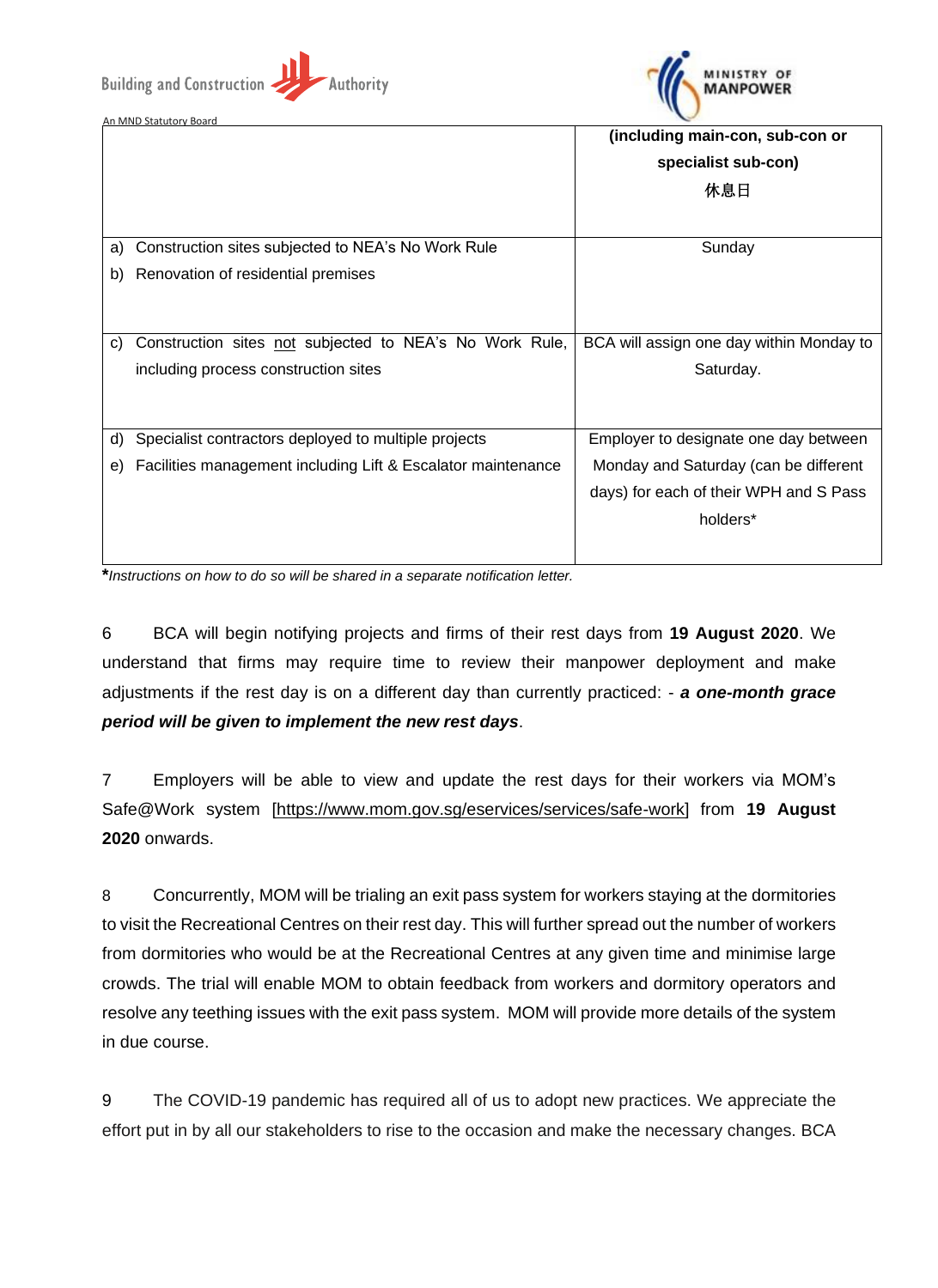| | (including main-con, sub-con or specialist sub-con)<br>休息日 |
|---|---|
| a) Construction sites subjected to NEA's No Work Rule<br>b) Renovation of residential premises | Sunday |
| c) Construction sites not subjected to NEA's No Work Rule, including process construction sites | BCA will assign one day within Monday to Saturday. |
| d) Specialist contractors deployed to multiple projects<br>e) Facilities management including Lift & Escalator maintenance | Employer to designate one day between Monday and Saturday (can be different days) for each of their WPH and S Pass holders* |

*\*Instructions on how to do so will be shared in a separate notification letter.*

6 BCA will begin notifying projects and firms of their rest days from **19 August 2020**. We understand that firms may require time to review their manpower deployment and make adjustments if the rest day is on a different day than currently practiced: - ***a one-month grace period will be given to implement the new rest days***.

7 Employers will be able to view and update the rest days for their workers via MOM's Safe@Work system [https://www.mom.gov.sg/eservices/services/safe-work] from **19 August 2020** onwards.

8 Concurrently, MOM will be trialing an exit pass system for workers staying at the dormitories to visit the Recreational Centres on their rest day. This will further spread out the number of workers from dormitories who would be at the Recreational Centres at any given time and minimise large crowds. The trial will enable MOM to obtain feedback from workers and dormitory operators and resolve any teething issues with the exit pass system. MOM will provide more details of the system in due course.

9 The COVID-19 pandemic has required all of us to adopt new practices. We appreciate the effort put in by all our stakeholders to rise to the occasion and make the necessary changes. BCA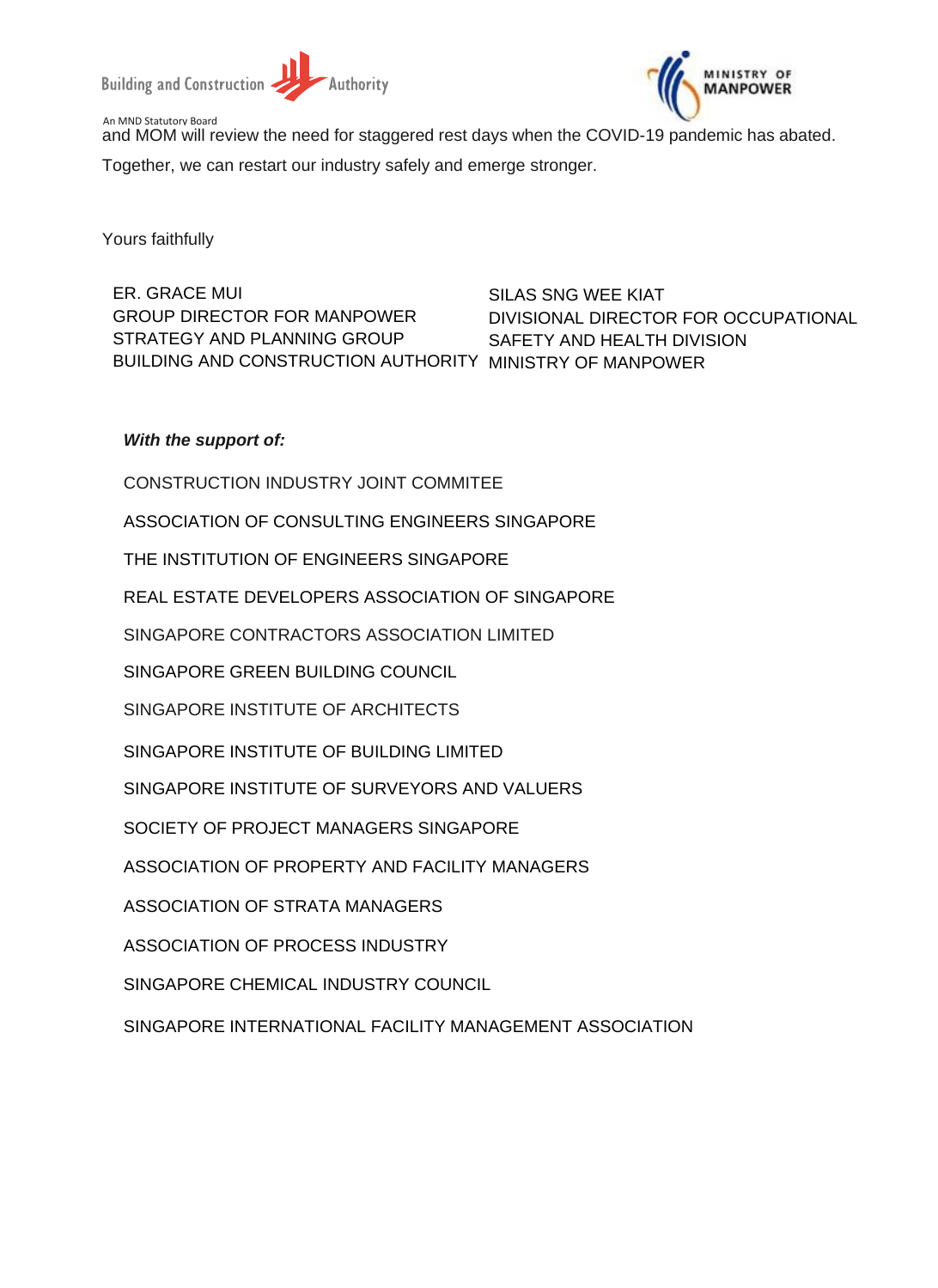and MOM will review the need for staggered rest days when the COVID-19 pandemic has abated.

Together, we can restart our industry safely and emerge stronger.

Yours faithfully

ER. GRACE MUI
GROUP DIRECTOR FOR MANPOWER
STRATEGY AND PLANNING GROUP
BUILDING AND CONSTRUCTION AUTHORITY

SILAS SNG WEE KIAT
DIVISIONAL DIRECTOR FOR OCCUPATIONAL
SAFETY AND HEALTH DIVISION
MINISTRY OF MANPOWER

***With the support of:***

CONSTRUCTION INDUSTRY JOINT COMMITEE

ASSOCIATION OF CONSULTING ENGINEERS SINGAPORE

THE INSTITUTION OF ENGINEERS SINGAPORE

REAL ESTATE DEVELOPERS ASSOCIATION OF SINGAPORE

SINGAPORE CONTRACTORS ASSOCIATION LIMITED

SINGAPORE GREEN BUILDING COUNCIL

SINGAPORE INSTITUTE OF ARCHITECTS

SINGAPORE INSTITUTE OF BUILDING LIMITED

SINGAPORE INSTITUTE OF SURVEYORS AND VALUERS

SOCIETY OF PROJECT MANAGERS SINGAPORE

ASSOCIATION OF PROPERTY AND FACILITY MANAGERS

ASSOCIATION OF STRATA MANAGERS

ASSOCIATION OF PROCESS INDUSTRY

SINGAPORE CHEMICAL INDUSTRY COUNCIL

SINGAPORE INTERNATIONAL FACILITY MANAGEMENT ASSOCIATION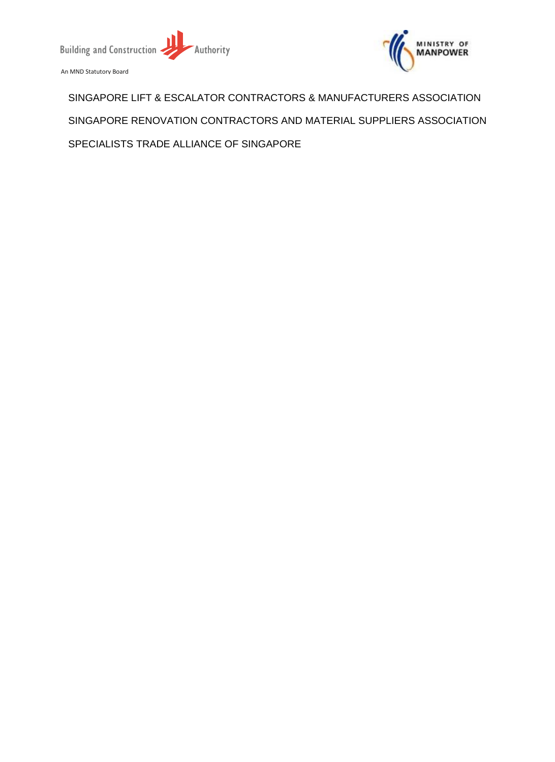Building and Construction Authority

An MND Statutory Board

MINISTRY OF MANPOWER

SINGAPORE LIFT & ESCALATOR CONTRACTORS & MANUFACTURERS ASSOCIATION

SINGAPORE RENOVATION CONTRACTORS AND MATERIAL SUPPLIERS ASSOCIATION

SPECIALISTS TRADE ALLIANCE OF SINGAPORE